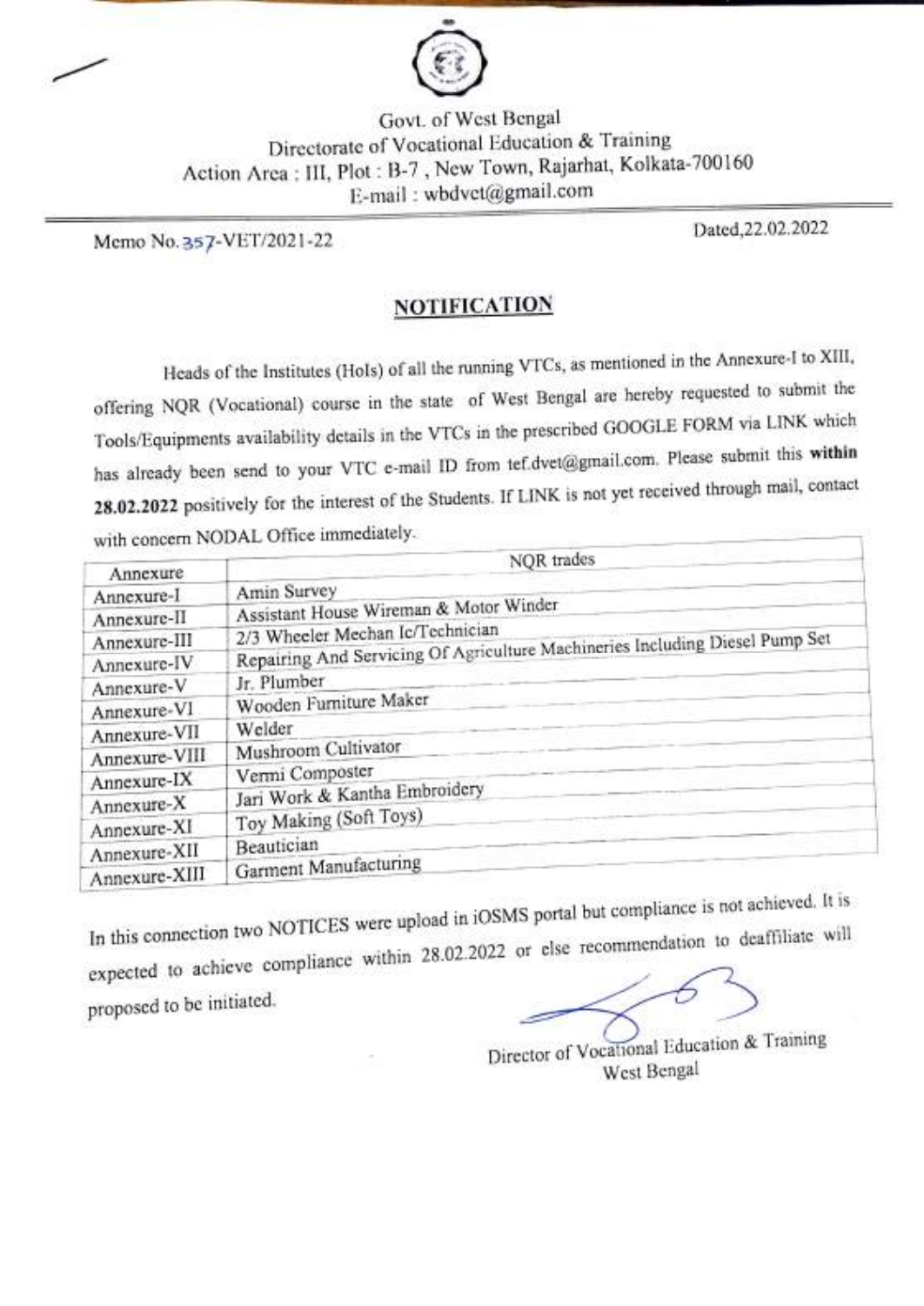Govt. of West Bengal
Directorate of Vocational Education & Training
Action Area : III, Plot : B-7 , New Town, Rajarhat, Kolkata-700160
E-mail : wbdvet@gmail.com

Memo No. 357-VET/2021-22

Dated,22.02.2022

## NOTIFICATION

Heads of the Institutes (HoIs) of all the running VTCs, as mentioned in the Annexure-I to XIII, offering NQR (Vocational) course in the state of West Bengal are hereby requested to submit the Tools/Equipments availability details in the VTCs in the prescribed GOOGLE FORM via LINK which has already been send to your VTC e-mail ID from tef.dvet@gmail.com. Please submit this **within 28.02.2022** positively for the interest of the Students. If LINK is not yet received through mail, contact with concern NODAL Office immediately.

| Annexure | NQR trades |
|---|---|
| Annexure-I | Amin Survey |
| Annexure-II | Assistant House Wireman & Motor Winder |
| Annexure-III | 2/3 Wheeler Mechan Ic/Technician |
| Annexure-IV | Repairing And Servicing Of Agriculture Machineries Including Diesel Pump Set |
| Annexure-V | Jr. Plumber |
| Annexure-VI | Wooden Furniture Maker |
| Annexure-VII | Welder |
| Annexure-VIII | Mushroom Cultivator |
| Annexure-IX | Vermi Composter |
| Annexure-X | Jari Work & Kantha Embroidery |
| Annexure-XI | Toy Making (Soft Toys) |
| Annexure-XII | Beautician |
| Annexure-XIII | Garment Manufacturing |

In this connection two NOTICES were upload in iOSMS portal but compliance is not achieved. It is expected to achieve compliance within 28.02.2022 or else recommendation to deaffiliate will proposed to be initiated.

Director of Vocational Education & Training
West Bengal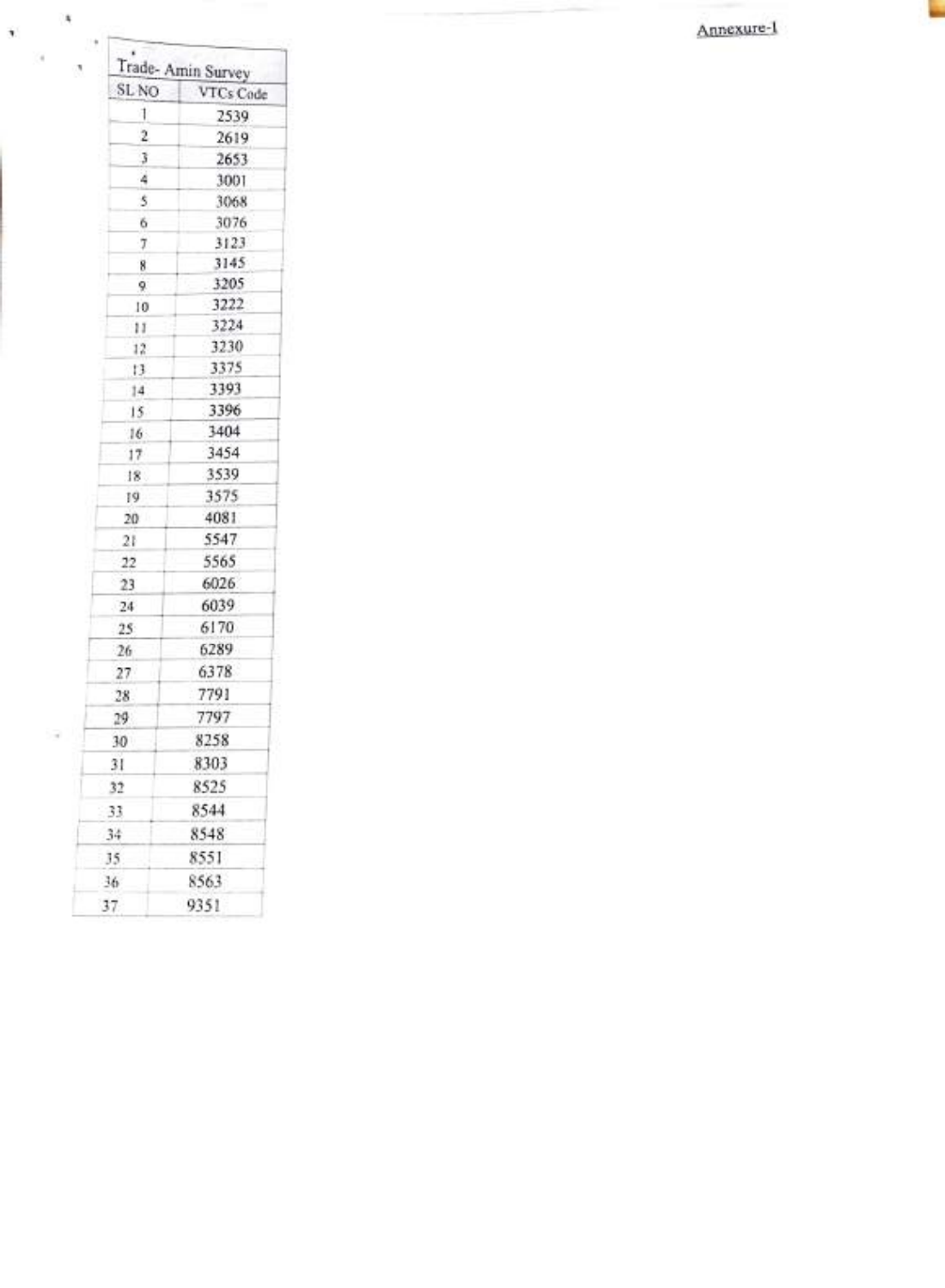Annexure-I

| Trade- Amin Survey | |
|---|---|
| SL NO | VTCs Code |
| 1 | 2539 |
| 2 | 2619 |
| 3 | 2653 |
| 4 | 3001 |
| 5 | 3068 |
| 6 | 3076 |
| 7 | 3123 |
| 8 | 3145 |
| 9 | 3205 |
| 10 | 3222 |
| 11 | 3224 |
| 12 | 3230 |
| 13 | 3375 |
| 14 | 3393 |
| 15 | 3396 |
| 16 | 3404 |
| 17 | 3454 |
| 18 | 3539 |
| 19 | 3575 |
| 20 | 4081 |
| 21 | 5547 |
| 22 | 5565 |
| 23 | 6026 |
| 24 | 6039 |
| 25 | 6170 |
| 26 | 6289 |
| 27 | 6378 |
| 28 | 7791 |
| 29 | 7797 |
| 30 | 8258 |
| 31 | 8303 |
| 32 | 8525 |
| 33 | 8544 |
| 34 | 8548 |
| 35 | 8551 |
| 36 | 8563 |
| 37 | 9351 |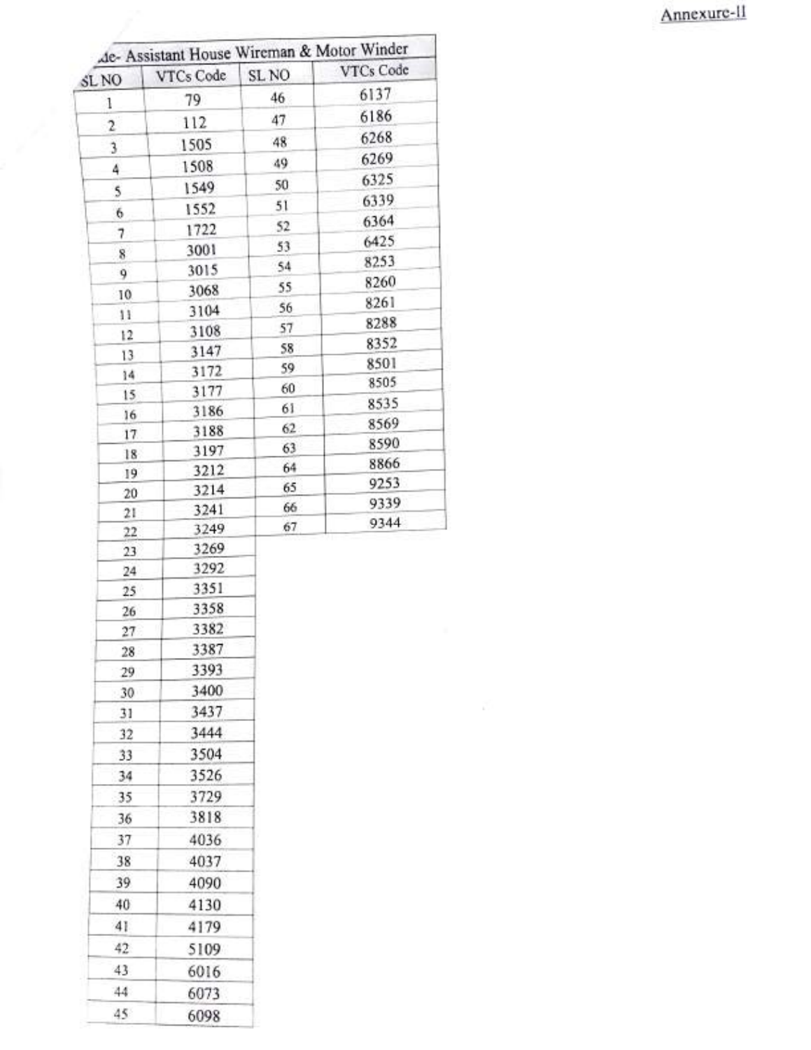Annexure-II

| ...de- Assistant House Wireman & Motor Winder | | | |
|---|---|---|---|
| SL NO | VTCs Code | SL NO | VTCs Code |
| 1 | 79 | 46 | 6137 |
| 2 | 112 | 47 | 6186 |
| 3 | 1505 | 48 | 6268 |
| 4 | 1508 | 49 | 6269 |
| 5 | 1549 | 50 | 6325 |
| 6 | 1552 | 51 | 6339 |
| 7 | 1722 | 52 | 6364 |
| 8 | 3001 | 53 | 6425 |
| 9 | 3015 | 54 | 8253 |
| 10 | 3068 | 55 | 8260 |
| 11 | 3104 | 56 | 8261 |
| 12 | 3108 | 57 | 8288 |
| 13 | 3147 | 58 | 8352 |
| 14 | 3172 | 59 | 8501 |
| 15 | 3177 | 60 | 8505 |
| 16 | 3186 | 61 | 8535 |
| 17 | 3188 | 62 | 8569 |
| 18 | 3197 | 63 | 8590 |
| 19 | 3212 | 64 | 8866 |
| 20 | 3214 | 65 | 9253 |
| 21 | 3241 | 66 | 9339 |
| 22 | 3249 | 67 | 9344 |
| 23 | 3269 | | |
| 24 | 3292 | | |
| 25 | 3351 | | |
| 26 | 3358 | | |
| 27 | 3382 | | |
| 28 | 3387 | | |
| 29 | 3393 | | |
| 30 | 3400 | | |
| 31 | 3437 | | |
| 32 | 3444 | | |
| 33 | 3504 | | |
| 34 | 3526 | | |
| 35 | 3729 | | |
| 36 | 3818 | | |
| 37 | 4036 | | |
| 38 | 4037 | | |
| 39 | 4090 | | |
| 40 | 4130 | | |
| 41 | 4179 | | |
| 42 | 5109 | | |
| 43 | 6016 | | |
| 44 | 6073 | | |
| 45 | 6098 | | |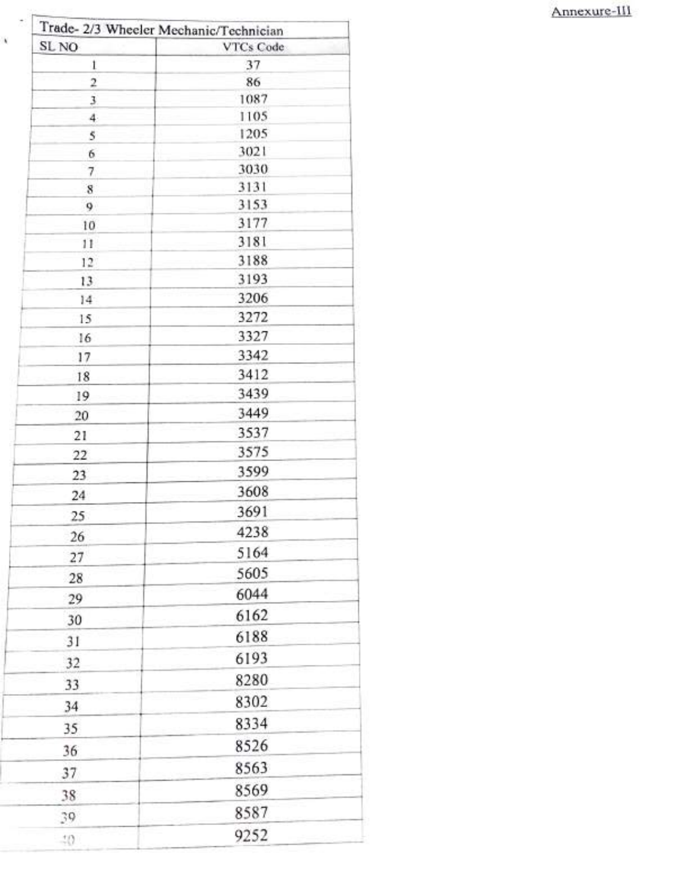Annexure-III

| Trade- 2/3 Wheeler Mechanic/Technician | |
|---|---|
| SL NO | VTCs Code |
| 1 | 37 |
| 2 | 86 |
| 3 | 1087 |
| 4 | 1105 |
| 5 | 1205 |
| 6 | 3021 |
| 7 | 3030 |
| 8 | 3131 |
| 9 | 3153 |
| 10 | 3177 |
| 11 | 3181 |
| 12 | 3188 |
| 13 | 3193 |
| 14 | 3206 |
| 15 | 3272 |
| 16 | 3327 |
| 17 | 3342 |
| 18 | 3412 |
| 19 | 3439 |
| 20 | 3449 |
| 21 | 3537 |
| 22 | 3575 |
| 23 | 3599 |
| 24 | 3608 |
| 25 | 3691 |
| 26 | 4238 |
| 27 | 5164 |
| 28 | 5605 |
| 29 | 6044 |
| 30 | 6162 |
| 31 | 6188 |
| 32 | 6193 |
| 33 | 8280 |
| 34 | 8302 |
| 35 | 8334 |
| 36 | 8526 |
| 37 | 8563 |
| 38 | 8569 |
| 39 | 8587 |
| 40 | 9252 |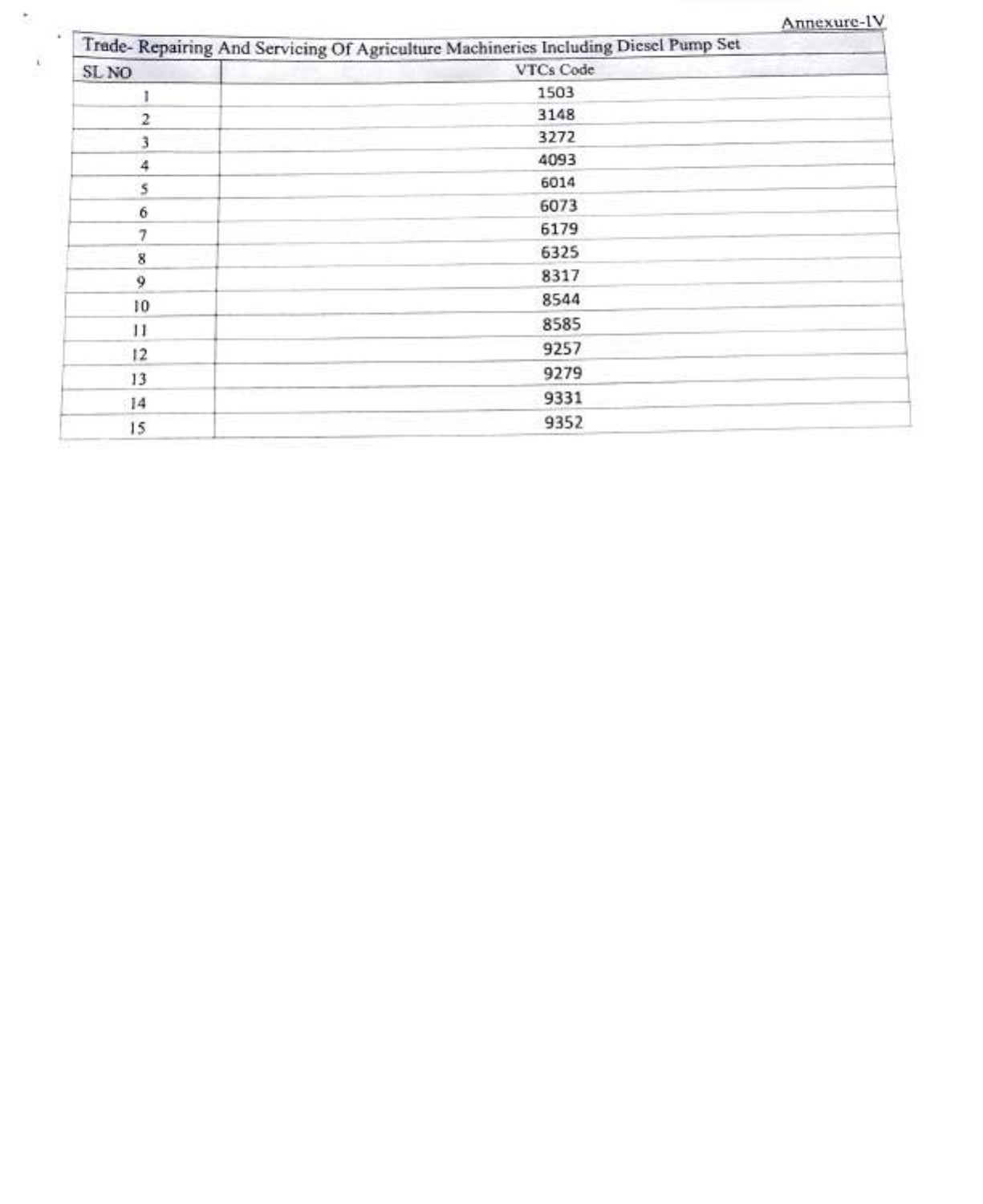Annexure-IV

| Trade- Repairing And Servicing Of Agriculture Machineries Including Diesel Pump Set | |
|---|---|
| SL NO | VTCs Code |
| 1 | 1503 |
| 2 | 3148 |
| 3 | 3272 |
| 4 | 4093 |
| 5 | 6014 |
| 6 | 6073 |
| 7 | 6179 |
| 8 | 6325 |
| 9 | 8317 |
| 10 | 8544 |
| 11 | 8585 |
| 12 | 9257 |
| 13 | 9279 |
| 14 | 9331 |
| 15 | 9352 |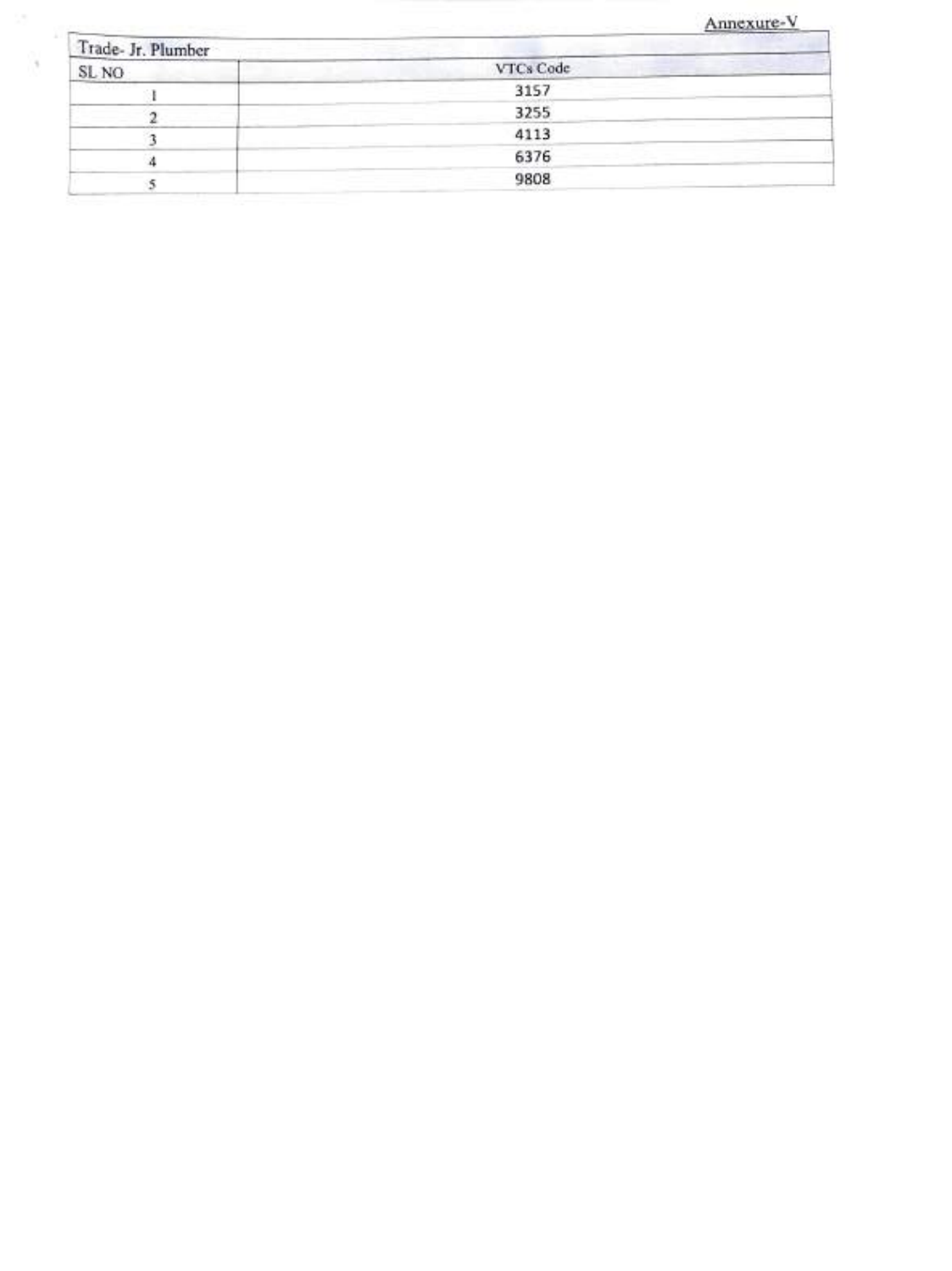Annexure-V

| Trade- Jr. Plumber | |
|---|---|
| SL NO | VTCs Code |
| 1 | 3157 |
| 2 | 3255 |
| 3 | 4113 |
| 4 | 6376 |
| 5 | 9808 |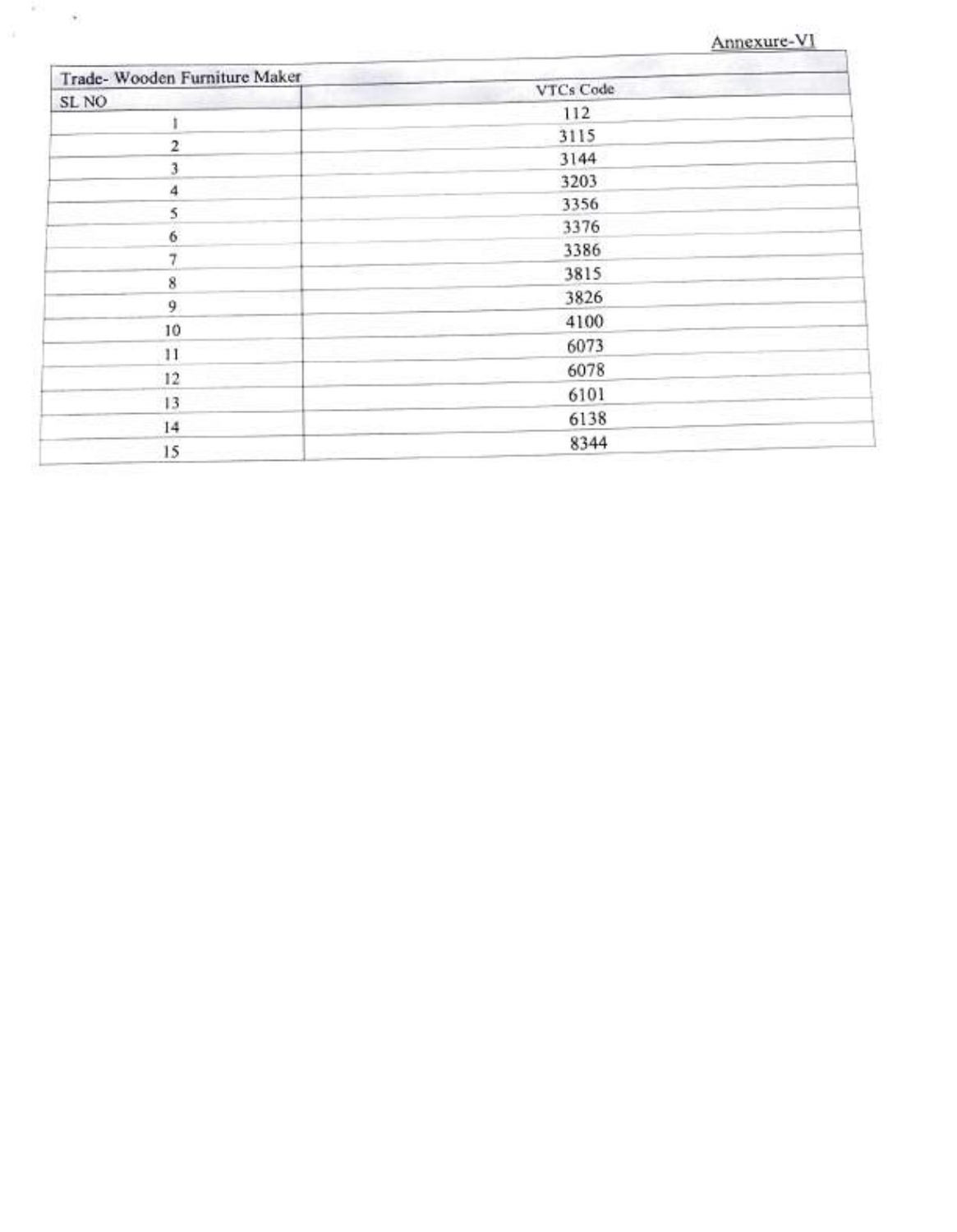Annexure-VI

| Trade- Wooden Furniture Maker | |
|---|---|
| SL NO | VTCs Code |
| 1 | 112 |
| 2 | 3115 |
| 3 | 3144 |
| 4 | 3203 |
| 5 | 3356 |
| 6 | 3376 |
| 7 | 3386 |
| 8 | 3815 |
| 9 | 3826 |
| 10 | 4100 |
| 11 | 6073 |
| 12 | 6078 |
| 13 | 6101 |
| 14 | 6138 |
| 15 | 8344 |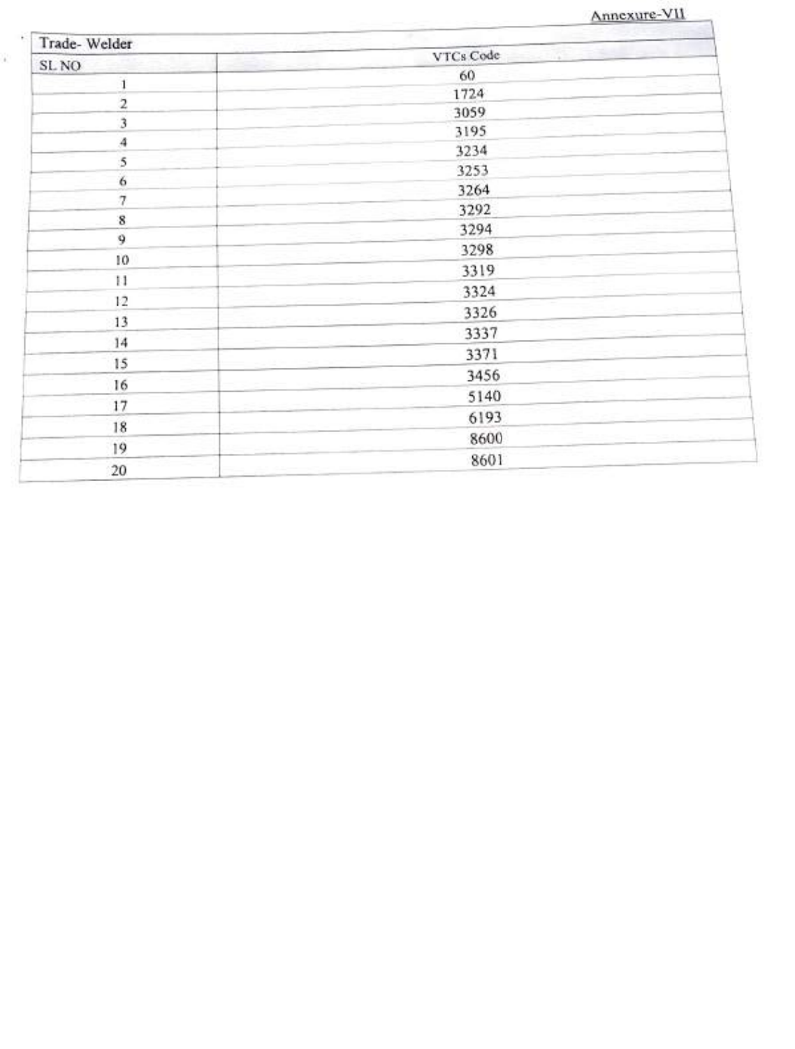Annexure-VII

| Trade- Welder | |
|---|---|
| SL NO | VTCs Code |
| 1 | 60 |
| 2 | 1724 |
| 3 | 3059 |
| 4 | 3195 |
| 5 | 3234 |
| 6 | 3253 |
| 7 | 3264 |
| 8 | 3292 |
| 9 | 3294 |
| 10 | 3298 |
| 11 | 3319 |
| 12 | 3324 |
| 13 | 3326 |
| 14 | 3337 |
| 15 | 3371 |
| 16 | 3456 |
| 17 | 5140 |
| 18 | 6193 |
| 19 | 8600 |
| 20 | 8601 |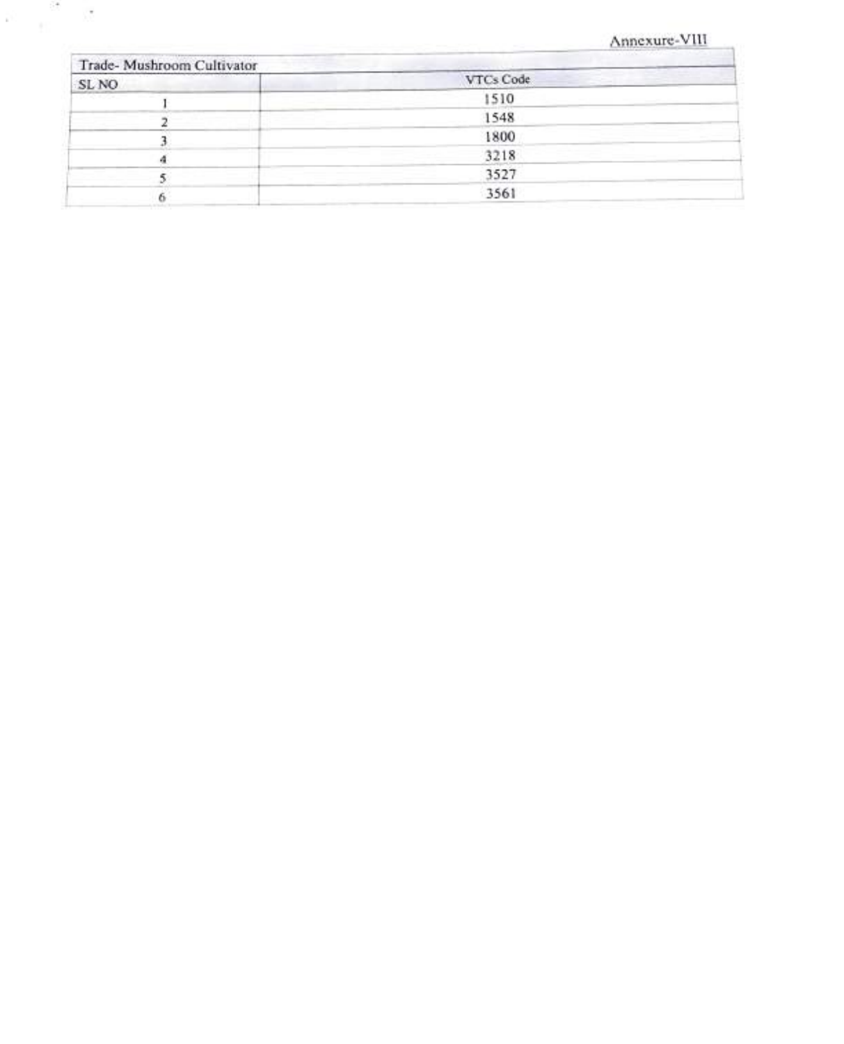Annexure-VIII

| Trade- Mushroom Cultivator | |
|---|---|
| SL NO | VTCs Code |
| 1 | 1510 |
| 2 | 1548 |
| 3 | 1800 |
| 4 | 3218 |
| 5 | 3527 |
| 6 | 3561 |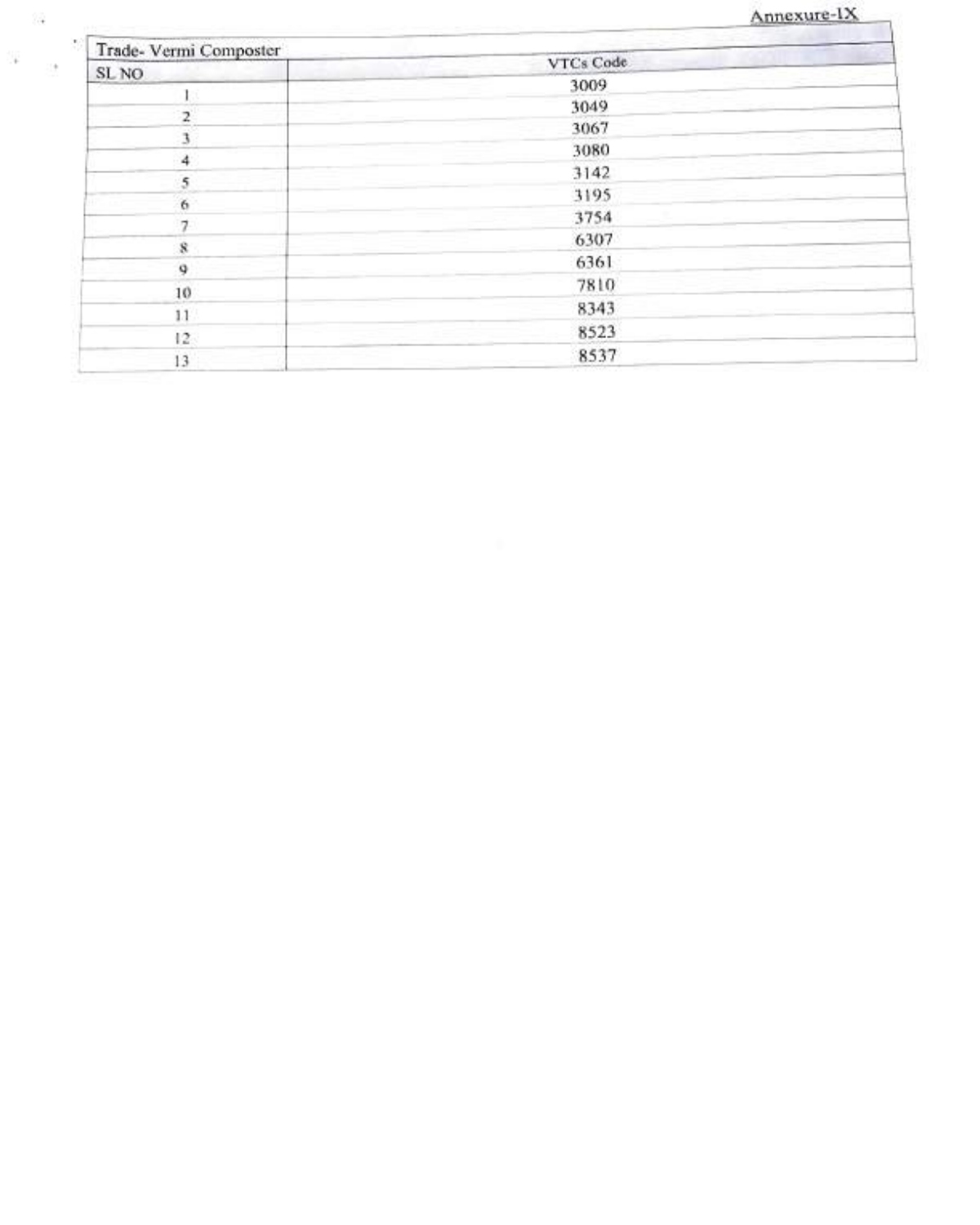Annexure-IX

| Trade- Vermi Composter | |
|---|---|
| SL NO | VTCs Code |
| 1 | 3009 |
| 2 | 3049 |
| 3 | 3067 |
| 4 | 3080 |
| 5 | 3142 |
| 6 | 3195 |
| 7 | 3754 |
| 8 | 6307 |
| 9 | 6361 |
| 10 | 7810 |
| 11 | 8343 |
| 12 | 8523 |
| 13 | 8537 |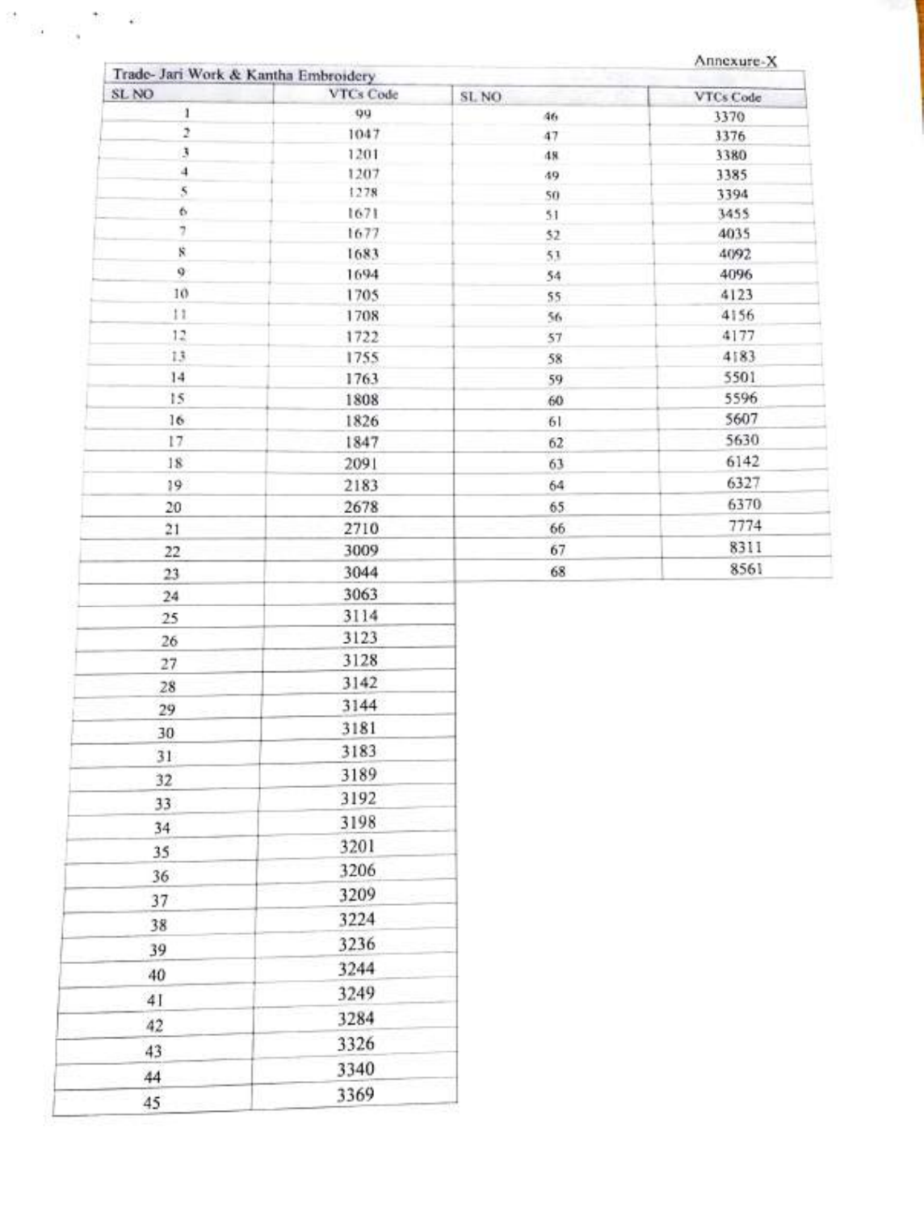Annexure-X

| Trade- Jari Work & Kantha Embroidery | | | |
| --- | --- | --- | --- |
| SL NO | VTCs Code | SL NO | VTCs Code |
| 1 | 99 | 46 | 3370 |
| 2 | 1047 | 47 | 3376 |
| 3 | 1201 | 48 | 3380 |
| 4 | 1207 | 49 | 3385 |
| 5 | 1278 | 50 | 3394 |
| 6 | 1671 | 51 | 3455 |
| 7 | 1677 | 52 | 4035 |
| 8 | 1683 | 53 | 4092 |
| 9 | 1694 | 54 | 4096 |
| 10 | 1705 | 55 | 4123 |
| 11 | 1708 | 56 | 4156 |
| 12 | 1722 | 57 | 4177 |
| 13 | 1755 | 58 | 4183 |
| 14 | 1763 | 59 | 5501 |
| 15 | 1808 | 60 | 5596 |
| 16 | 1826 | 61 | 5607 |
| 17 | 1847 | 62 | 5630 |
| 18 | 2091 | 63 | 6142 |
| 19 | 2183 | 64 | 6327 |
| 20 | 2678 | 65 | 6370 |
| 21 | 2710 | 66 | 7774 |
| 22 | 3009 | 67 | 8311 |
| 23 | 3044 | 68 | 8561 |
| 24 | 3063 | | |
| 25 | 3114 | | |
| 26 | 3123 | | |
| 27 | 3128 | | |
| 28 | 3142 | | |
| 29 | 3144 | | |
| 30 | 3181 | | |
| 31 | 3183 | | |
| 32 | 3189 | | |
| 33 | 3192 | | |
| 34 | 3198 | | |
| 35 | 3201 | | |
| 36 | 3206 | | |
| 37 | 3209 | | |
| 38 | 3224 | | |
| 39 | 3236 | | |
| 40 | 3244 | | |
| 41 | 3249 | | |
| 42 | 3284 | | |
| 43 | 3326 | | |
| 44 | 3340 | | |
| 45 | 3369 | | |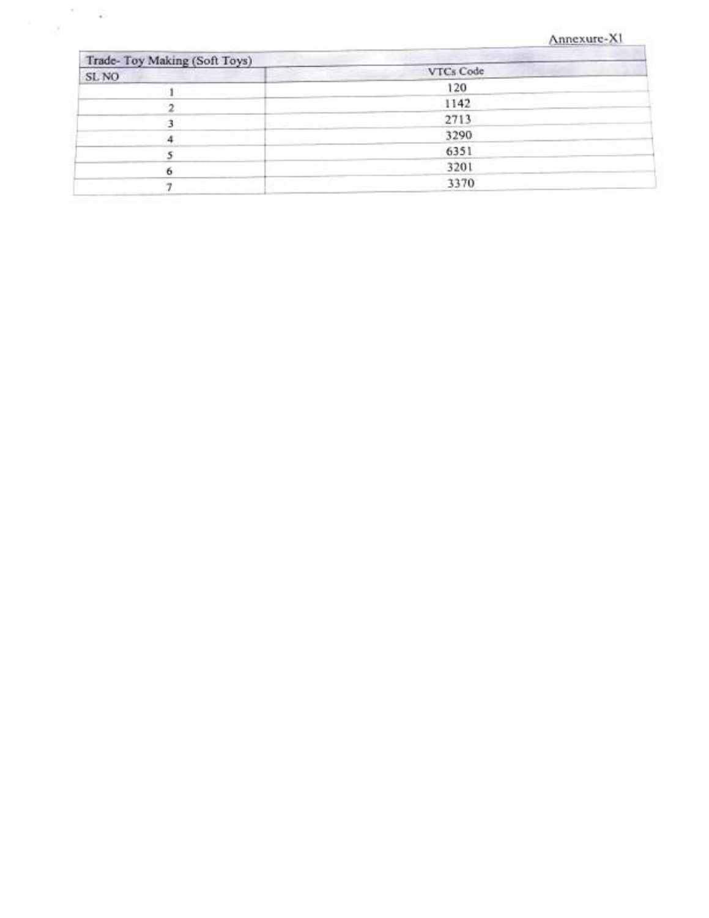Annexure-XI

| Trade- Toy Making (Soft Toys) | |
|---|---|
| SL NO | VTCs Code |
| 1 | 120 |
| 2 | 1142 |
| 3 | 2713 |
| 4 | 3290 |
| 5 | 6351 |
| 6 | 3201 |
| 7 | 3370 |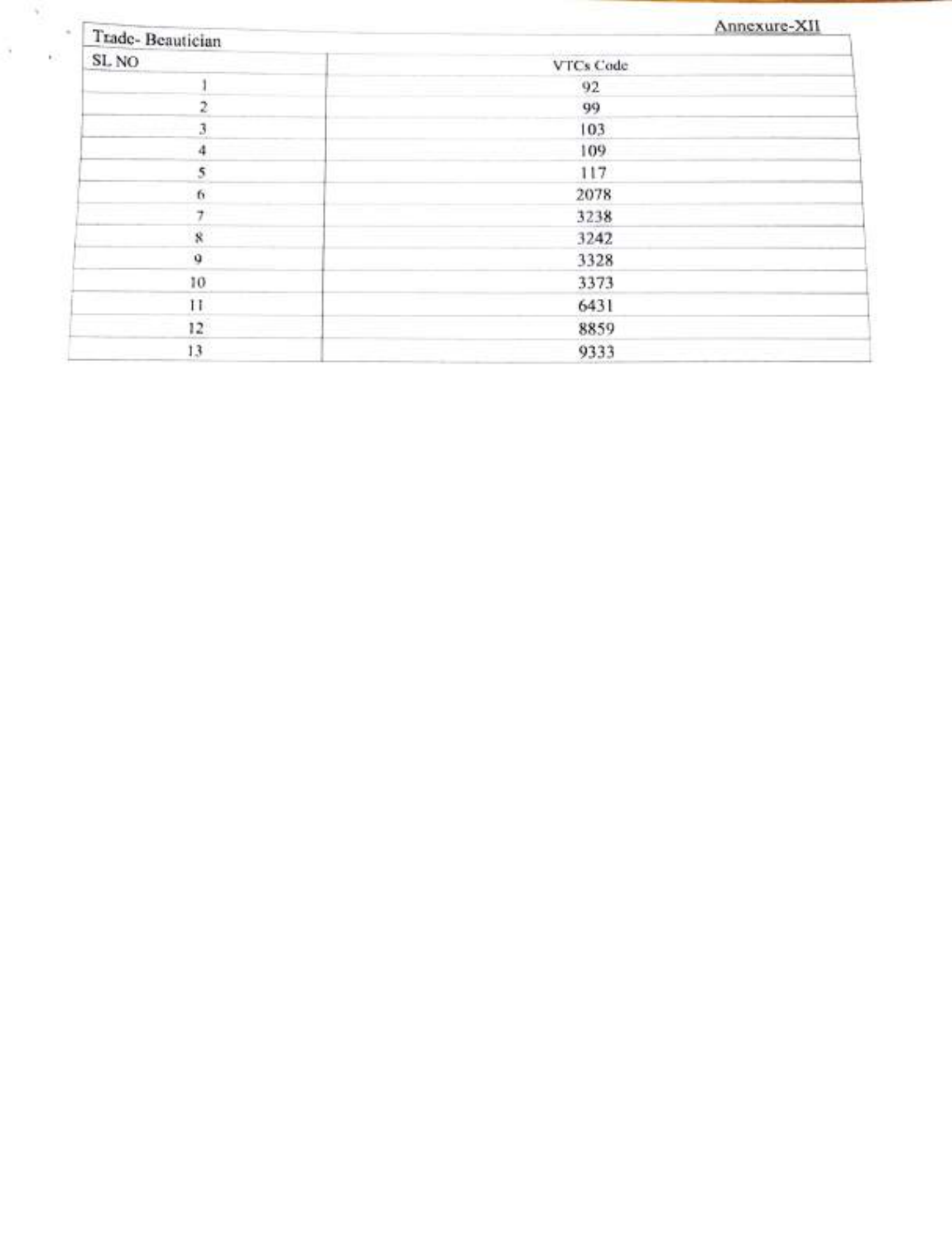Annexure-XII

| Trade- Beautician | |
|---|---|
| SL NO | VTCs Code |
| 1 | 92 |
| 2 | 99 |
| 3 | 103 |
| 4 | 109 |
| 5 | 117 |
| 6 | 2078 |
| 7 | 3238 |
| 8 | 3242 |
| 9 | 3328 |
| 10 | 3373 |
| 11 | 6431 |
| 12 | 8859 |
| 13 | 9333 |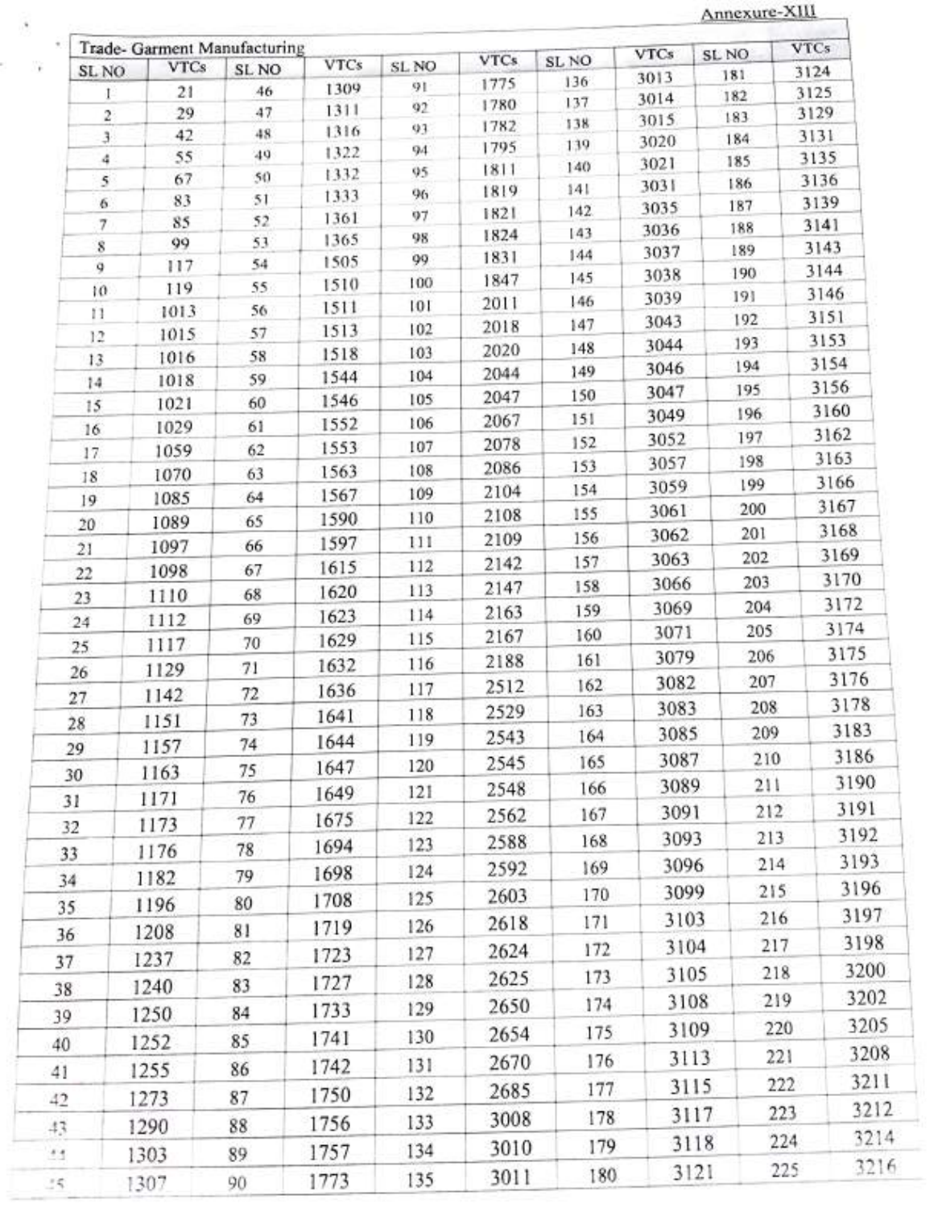Annexure-XIII

| Trade- Garment Manufacturing | | | | | | | | | |
|---|---|---|---|---|---|---|---|---|---|
| SL NO | VTCs | SL NO | VTCs | SL NO | VTCs | SL NO | VTCs | SL NO | VTCs |
| 1 | 21 | 46 | 1309 | 91 | 1775 | 136 | 3013 | 181 | 3124 |
| 2 | 29 | 47 | 1311 | 92 | 1780 | 137 | 3014 | 182 | 3125 |
| 3 | 42 | 48 | 1316 | 93 | 1782 | 138 | 3015 | 183 | 3129 |
| 4 | 55 | 49 | 1322 | 94 | 1795 | 139 | 3020 | 184 | 3131 |
| 5 | 67 | 50 | 1332 | 95 | 1811 | 140 | 3021 | 185 | 3135 |
| 6 | 83 | 51 | 1333 | 96 | 1819 | 141 | 3031 | 186 | 3136 |
| 7 | 85 | 52 | 1361 | 97 | 1821 | 142 | 3035 | 187 | 3139 |
| 8 | 99 | 53 | 1365 | 98 | 1824 | 143 | 3036 | 188 | 3141 |
| 9 | 117 | 54 | 1505 | 99 | 1831 | 144 | 3037 | 189 | 3143 |
| 10 | 119 | 55 | 1510 | 100 | 1847 | 145 | 3038 | 190 | 3144 |
| 11 | 1013 | 56 | 1511 | 101 | 2011 | 146 | 3039 | 191 | 3146 |
| 12 | 1015 | 57 | 1513 | 102 | 2018 | 147 | 3043 | 192 | 3151 |
| 13 | 1016 | 58 | 1518 | 103 | 2020 | 148 | 3044 | 193 | 3153 |
| 14 | 1018 | 59 | 1544 | 104 | 2044 | 149 | 3046 | 194 | 3154 |
| 15 | 1021 | 60 | 1546 | 105 | 2047 | 150 | 3047 | 195 | 3156 |
| 16 | 1029 | 61 | 1552 | 106 | 2067 | 151 | 3049 | 196 | 3160 |
| 17 | 1059 | 62 | 1553 | 107 | 2078 | 152 | 3052 | 197 | 3162 |
| 18 | 1070 | 63 | 1563 | 108 | 2086 | 153 | 3057 | 198 | 3163 |
| 19 | 1085 | 64 | 1567 | 109 | 2104 | 154 | 3059 | 199 | 3166 |
| 20 | 1089 | 65 | 1590 | 110 | 2108 | 155 | 3061 | 200 | 3167 |
| 21 | 1097 | 66 | 1597 | 111 | 2109 | 156 | 3062 | 201 | 3168 |
| 22 | 1098 | 67 | 1615 | 112 | 2142 | 157 | 3063 | 202 | 3169 |
| 23 | 1110 | 68 | 1620 | 113 | 2147 | 158 | 3066 | 203 | 3170 |
| 24 | 1112 | 69 | 1623 | 114 | 2163 | 159 | 3069 | 204 | 3172 |
| 25 | 1117 | 70 | 1629 | 115 | 2167 | 160 | 3071 | 205 | 3174 |
| 26 | 1129 | 71 | 1632 | 116 | 2188 | 161 | 3079 | 206 | 3175 |
| 27 | 1142 | 72 | 1636 | 117 | 2512 | 162 | 3082 | 207 | 3176 |
| 28 | 1151 | 73 | 1641 | 118 | 2529 | 163 | 3083 | 208 | 3178 |
| 29 | 1157 | 74 | 1644 | 119 | 2543 | 164 | 3085 | 209 | 3183 |
| 30 | 1163 | 75 | 1647 | 120 | 2545 | 165 | 3087 | 210 | 3186 |
| 31 | 1171 | 76 | 1649 | 121 | 2548 | 166 | 3089 | 211 | 3190 |
| 32 | 1173 | 77 | 1675 | 122 | 2562 | 167 | 3091 | 212 | 3191 |
| 33 | 1176 | 78 | 1694 | 123 | 2588 | 168 | 3093 | 213 | 3192 |
| 34 | 1182 | 79 | 1698 | 124 | 2592 | 169 | 3096 | 214 | 3193 |
| 35 | 1196 | 80 | 1708 | 125 | 2603 | 170 | 3099 | 215 | 3196 |
| 36 | 1208 | 81 | 1719 | 126 | 2618 | 171 | 3103 | 216 | 3197 |
| 37 | 1237 | 82 | 1723 | 127 | 2624 | 172 | 3104 | 217 | 3198 |
| 38 | 1240 | 83 | 1727 | 128 | 2625 | 173 | 3105 | 218 | 3200 |
| 39 | 1250 | 84 | 1733 | 129 | 2650 | 174 | 3108 | 219 | 3202 |
| 40 | 1252 | 85 | 1741 | 130 | 2654 | 175 | 3109 | 220 | 3205 |
| 41 | 1255 | 86 | 1742 | 131 | 2670 | 176 | 3113 | 221 | 3208 |
| 42 | 1273 | 87 | 1750 | 132 | 2685 | 177 | 3115 | 222 | 3211 |
| 43 | 1290 | 88 | 1756 | 133 | 3008 | 178 | 3117 | 223 | 3212 |
| 44 | 1303 | 89 | 1757 | 134 | 3010 | 179 | 3118 | 224 | 3214 |
| 45 | 1307 | 90 | 1773 | 135 | 3011 | 180 | 3121 | 225 | 3216 |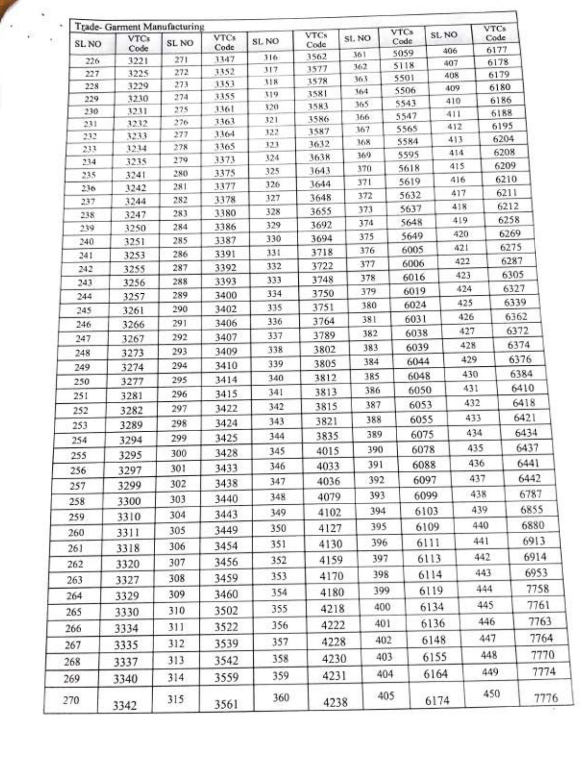Trade- Garment Manufacturing

| SL NO | VTCs Code | SL NO | VTCs Code | SL NO | VTCs Code | SL NO | VTCs Code | SL NO | VTCs Code |
|---|---|---|---|---|---|---|---|---|---|
| 226 | 3221 | 271 | 3347 | 316 | 3562 | 361 | 5059 | 406 | 6177 |
| 227 | 3225 | 272 | 3352 | 317 | 3577 | 362 | 5118 | 407 | 6178 |
| 228 | 3229 | 273 | 3353 | 318 | 3578 | 363 | 5501 | 408 | 6179 |
| 229 | 3230 | 274 | 3355 | 319 | 3581 | 364 | 5506 | 409 | 6180 |
| 230 | 3231 | 275 | 3361 | 320 | 3583 | 365 | 5543 | 410 | 6186 |
| 231 | 3232 | 276 | 3363 | 321 | 3586 | 366 | 5547 | 411 | 6188 |
| 232 | 3233 | 277 | 3364 | 322 | 3587 | 367 | 5565 | 412 | 6195 |
| 233 | 3234 | 278 | 3365 | 323 | 3632 | 368 | 5584 | 413 | 6204 |
| 234 | 3235 | 279 | 3373 | 324 | 3638 | 369 | 5595 | 414 | 6208 |
| 235 | 3241 | 280 | 3375 | 325 | 3643 | 370 | 5618 | 415 | 6209 |
| 236 | 3242 | 281 | 3377 | 326 | 3644 | 371 | 5619 | 416 | 6210 |
| 237 | 3244 | 282 | 3378 | 327 | 3648 | 372 | 5632 | 417 | 6211 |
| 238 | 3247 | 283 | 3380 | 328 | 3655 | 373 | 5637 | 418 | 6212 |
| 239 | 3250 | 284 | 3386 | 329 | 3692 | 374 | 5648 | 419 | 6258 |
| 240 | 3251 | 285 | 3387 | 330 | 3694 | 375 | 5649 | 420 | 6269 |
| 241 | 3253 | 286 | 3391 | 331 | 3718 | 376 | 6005 | 421 | 6275 |
| 242 | 3255 | 287 | 3392 | 332 | 3722 | 377 | 6006 | 422 | 6287 |
| 243 | 3256 | 288 | 3393 | 333 | 3748 | 378 | 6016 | 423 | 6305 |
| 244 | 3257 | 289 | 3400 | 334 | 3750 | 379 | 6019 | 424 | 6327 |
| 245 | 3261 | 290 | 3402 | 335 | 3751 | 380 | 6024 | 425 | 6339 |
| 246 | 3266 | 291 | 3406 | 336 | 3764 | 381 | 6031 | 426 | 6362 |
| 247 | 3267 | 292 | 3407 | 337 | 3789 | 382 | 6038 | 427 | 6372 |
| 248 | 3273 | 293 | 3409 | 338 | 3802 | 383 | 6039 | 428 | 6374 |
| 249 | 3274 | 294 | 3410 | 339 | 3805 | 384 | 6044 | 429 | 6376 |
| 250 | 3277 | 295 | 3414 | 340 | 3812 | 385 | 6048 | 430 | 6384 |
| 251 | 3281 | 296 | 3415 | 341 | 3813 | 386 | 6050 | 431 | 6410 |
| 252 | 3282 | 297 | 3422 | 342 | 3815 | 387 | 6053 | 432 | 6418 |
| 253 | 3289 | 298 | 3424 | 343 | 3821 | 388 | 6055 | 433 | 6421 |
| 254 | 3294 | 299 | 3425 | 344 | 3835 | 389 | 6075 | 434 | 6434 |
| 255 | 3295 | 300 | 3428 | 345 | 4015 | 390 | 6078 | 435 | 6437 |
| 256 | 3297 | 301 | 3433 | 346 | 4033 | 391 | 6088 | 436 | 6441 |
| 257 | 3299 | 302 | 3438 | 347 | 4036 | 392 | 6097 | 437 | 6442 |
| 258 | 3300 | 303 | 3440 | 348 | 4079 | 393 | 6099 | 438 | 6787 |
| 259 | 3310 | 304 | 3443 | 349 | 4102 | 394 | 6103 | 439 | 6855 |
| 260 | 3311 | 305 | 3449 | 350 | 4127 | 395 | 6109 | 440 | 6880 |
| 261 | 3318 | 306 | 3454 | 351 | 4130 | 396 | 6111 | 441 | 6913 |
| 262 | 3320 | 307 | 3456 | 352 | 4159 | 397 | 6113 | 442 | 6914 |
| 263 | 3327 | 308 | 3459 | 353 | 4170 | 398 | 6114 | 443 | 6953 |
| 264 | 3329 | 309 | 3460 | 354 | 4180 | 399 | 6119 | 444 | 7758 |
| 265 | 3330 | 310 | 3502 | 355 | 4218 | 400 | 6134 | 445 | 7761 |
| 266 | 3334 | 311 | 3522 | 356 | 4222 | 401 | 6136 | 446 | 7763 |
| 267 | 3335 | 312 | 3539 | 357 | 4228 | 402 | 6148 | 447 | 7764 |
| 268 | 3337 | 313 | 3542 | 358 | 4230 | 403 | 6155 | 448 | 7770 |
| 269 | 3340 | 314 | 3559 | 359 | 4231 | 404 | 6164 | 449 | 7774 |
| 270 | 3342 | 315 | 3561 | 360 | 4238 | 405 | 6174 | 450 | 7776 |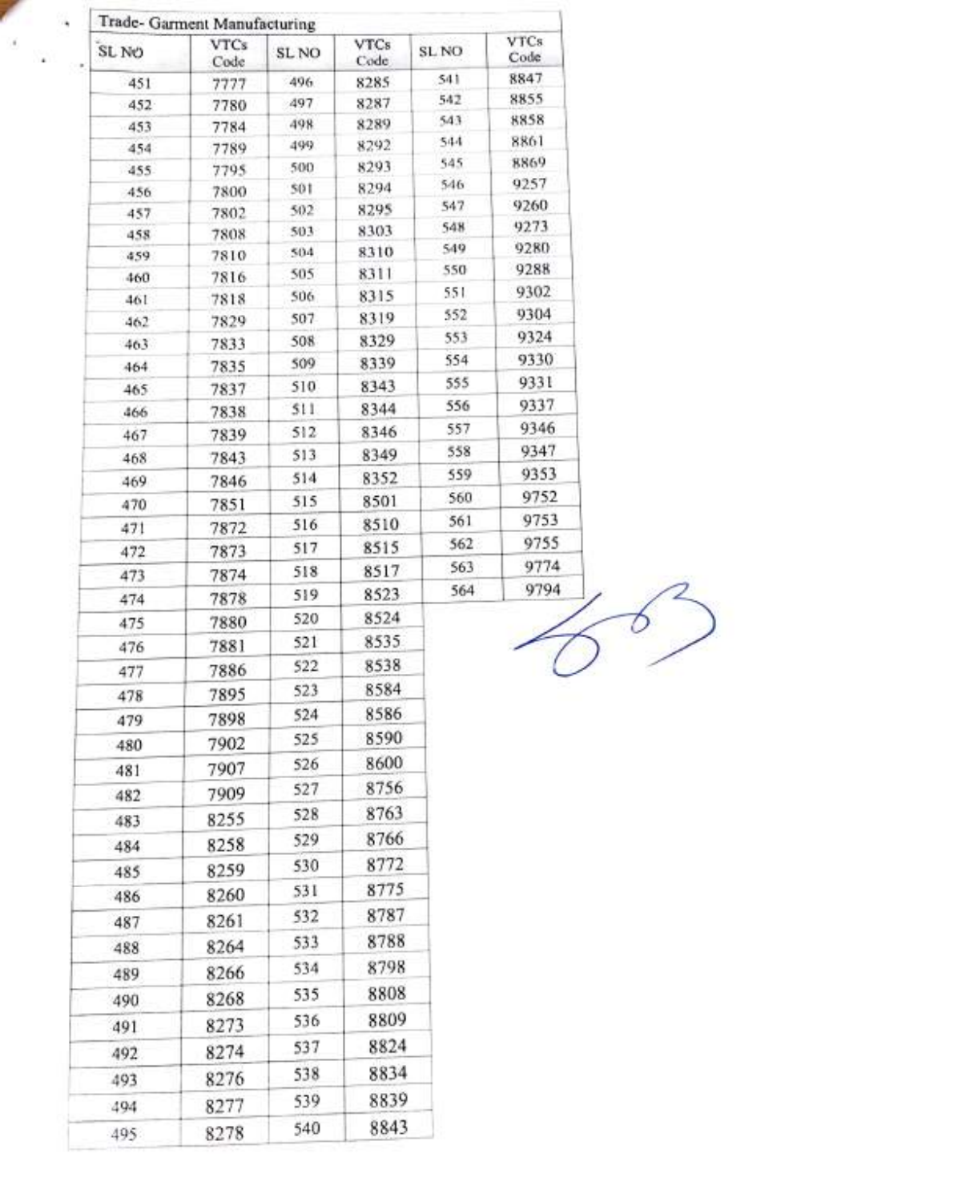Trade- Garment Manufacturing

| SL NO | VTCs Code | SL NO | VTCs Code | SL NO | VTCs Code |
|---|---|---|---|---|---|
| 451 | 7777 | 496 | 8285 | 541 | 8847 |
| 452 | 7780 | 497 | 8287 | 542 | 8855 |
| 453 | 7784 | 498 | 8289 | 543 | 8858 |
| 454 | 7789 | 499 | 8292 | 544 | 8861 |
| 455 | 7795 | 500 | 8293 | 545 | 8869 |
| 456 | 7800 | 501 | 8294 | 546 | 9257 |
| 457 | 7802 | 502 | 8295 | 547 | 9260 |
| 458 | 7808 | 503 | 8303 | 548 | 9273 |
| 459 | 7810 | 504 | 8310 | 549 | 9280 |
| 460 | 7816 | 505 | 8311 | 550 | 9288 |
| 461 | 7818 | 506 | 8315 | 551 | 9302 |
| 462 | 7829 | 507 | 8319 | 552 | 9304 |
| 463 | 7833 | 508 | 8329 | 553 | 9324 |
| 464 | 7835 | 509 | 8339 | 554 | 9330 |
| 465 | 7837 | 510 | 8343 | 555 | 9331 |
| 466 | 7838 | 511 | 8344 | 556 | 9337 |
| 467 | 7839 | 512 | 8346 | 557 | 9346 |
| 468 | 7843 | 513 | 8349 | 558 | 9347 |
| 469 | 7846 | 514 | 8352 | 559 | 9353 |
| 470 | 7851 | 515 | 8501 | 560 | 9752 |
| 471 | 7872 | 516 | 8510 | 561 | 9753 |
| 472 | 7873 | 517 | 8515 | 562 | 9755 |
| 473 | 7874 | 518 | 8517 | 563 | 9774 |
| 474 | 7878 | 519 | 8523 | 564 | 9794 |
| 475 | 7880 | 520 | 8524 | | |
| 476 | 7881 | 521 | 8535 | | |
| 477 | 7886 | 522 | 8538 | | |
| 478 | 7895 | 523 | 8584 | | |
| 479 | 7898 | 524 | 8586 | | |
| 480 | 7902 | 525 | 8590 | | |
| 481 | 7907 | 526 | 8600 | | |
| 482 | 7909 | 527 | 8756 | | |
| 483 | 8255 | 528 | 8763 | | |
| 484 | 8258 | 529 | 8766 | | |
| 485 | 8259 | 530 | 8772 | | |
| 486 | 8260 | 531 | 8775 | | |
| 487 | 8261 | 532 | 8787 | | |
| 488 | 8264 | 533 | 8788 | | |
| 489 | 8266 | 534 | 8798 | | |
| 490 | 8268 | 535 | 8808 | | |
| 491 | 8273 | 536 | 8809 | | |
| 492 | 8274 | 537 | 8824 | | |
| 493 | 8276 | 538 | 8834 | | |
| 494 | 8277 | 539 | 8839 | | |
| 495 | 8278 | 540 | 8843 | | |